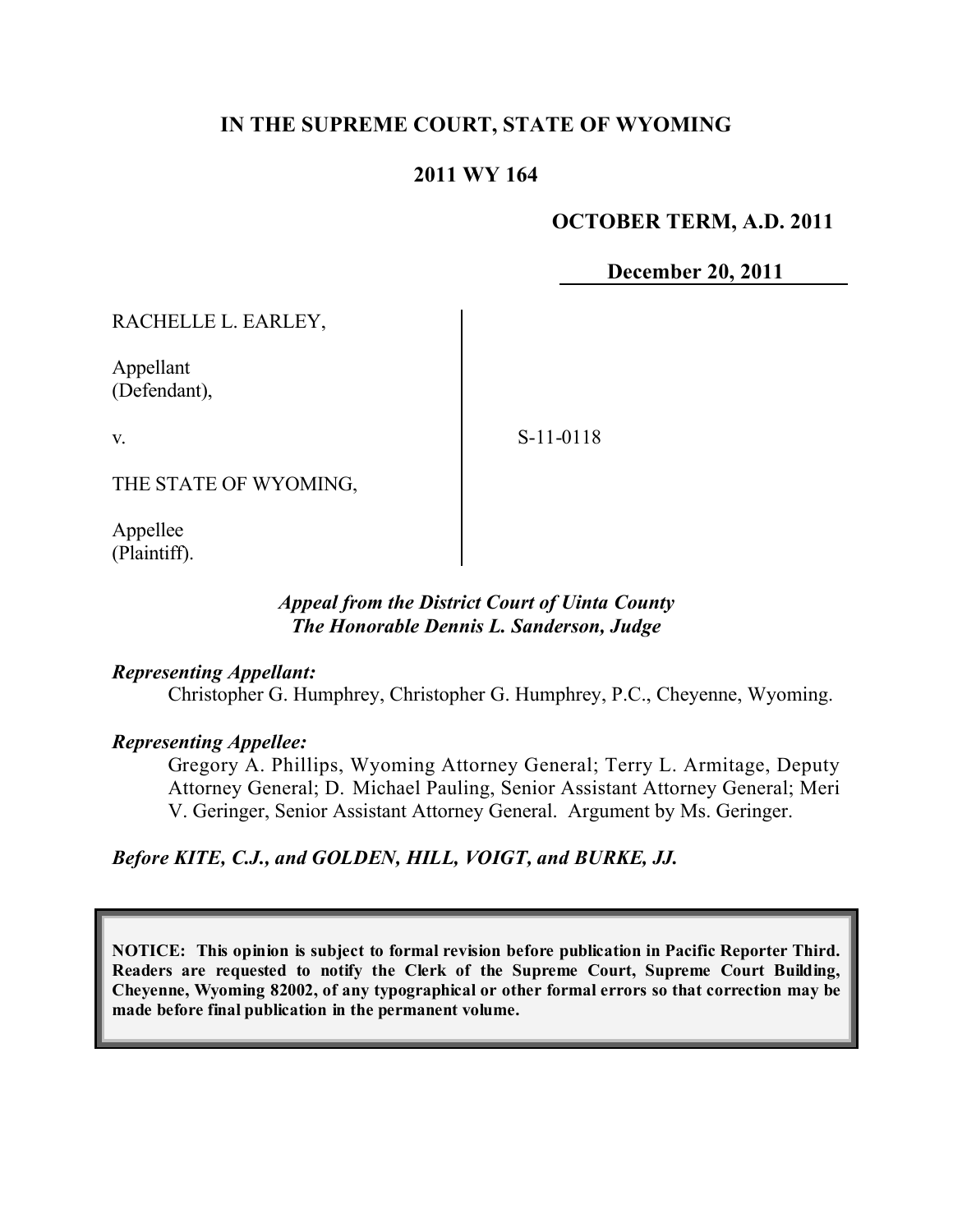**IN THE SUPREME COURT, STATE OF WYOMING**

**2011 WY 164**

**OCTOBER TERM, A.D. 2011**

**December 20, 2011**

RACHELLE L. EARLEY,

Appellant
(Defendant),

v.

THE STATE OF WYOMING,

Appellee
(Plaintiff).

S-11-0118

*Appeal from the District Court of Uinta County*
*The Honorable Dennis L. Sanderson, Judge*

***Representing Appellant:***

Christopher G. Humphrey, Christopher G. Humphrey, P.C., Cheyenne, Wyoming.

***Representing Appellee:***

Gregory A. Phillips, Wyoming Attorney General; Terry L. Armitage, Deputy Attorney General; D. Michael Pauling, Senior Assistant Attorney General; Meri V. Geringer, Senior Assistant Attorney General. Argument by Ms. Geringer.

***Before KITE, C.J., and GOLDEN, HILL, VOIGT, and BURKE, JJ.***

**NOTICE: This opinion is subject to formal revision before publication in Pacific Reporter Third. Readers are requested to notify the Clerk of the Supreme Court, Supreme Court Building, Cheyenne, Wyoming 82002, of any typographical or other formal errors so that correction may be made before final publication in the permanent volume.**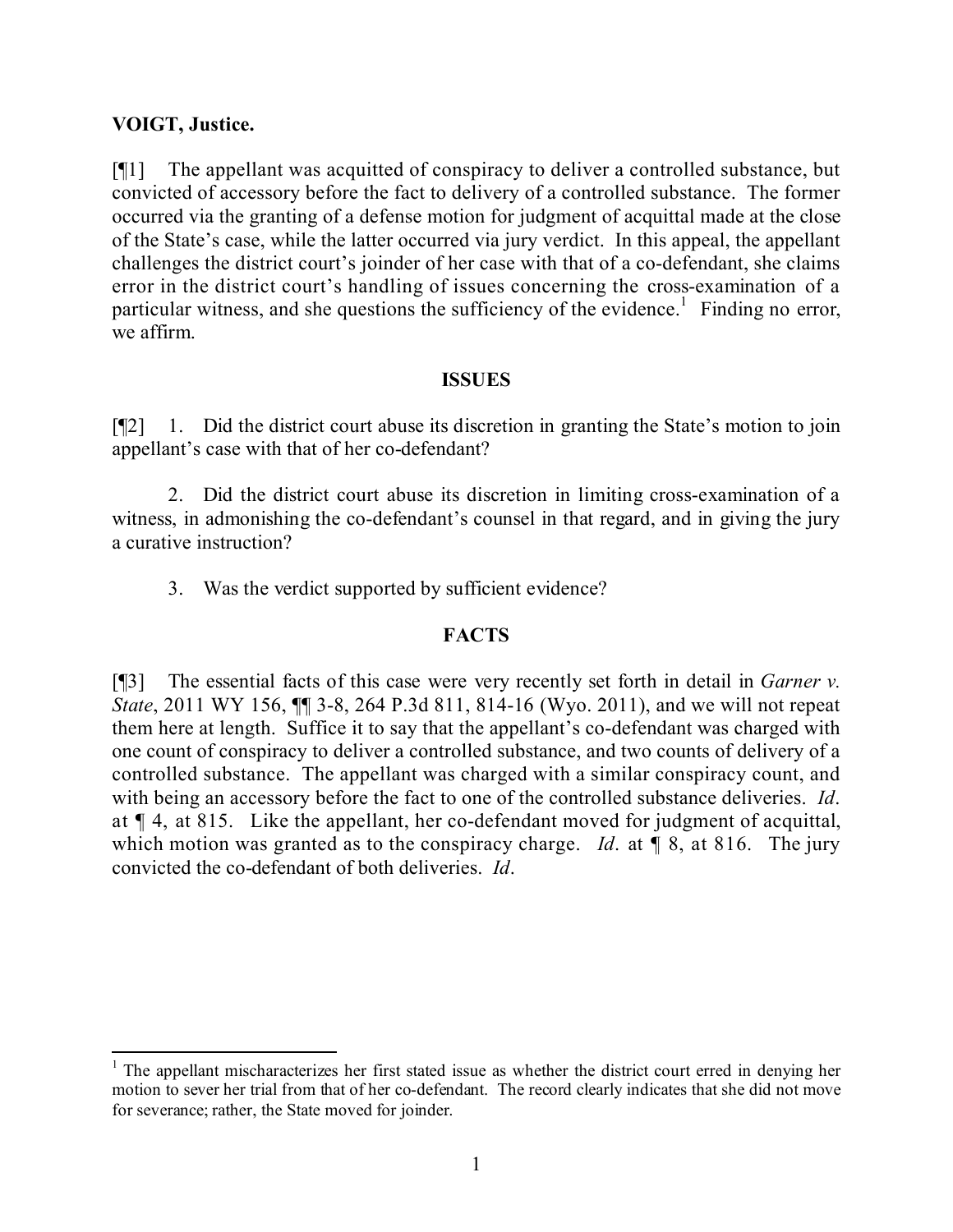**VOIGT, Justice.**

[¶1] The appellant was acquitted of conspiracy to deliver a controlled substance, but convicted of accessory before the fact to delivery of a controlled substance. The former occurred via the granting of a defense motion for judgment of acquittal made at the close of the State's case, while the latter occurred via jury verdict. In this appeal, the appellant challenges the district court's joinder of her case with that of a co-defendant, she claims error in the district court's handling of issues concerning the cross-examination of a particular witness, and she questions the sufficiency of the evidence.[1] Finding no error, we affirm.

## ISSUES

[¶2] 1. Did the district court abuse its discretion in granting the State's motion to join appellant's case with that of her co-defendant?

2. Did the district court abuse its discretion in limiting cross-examination of a witness, in admonishing the co-defendant's counsel in that regard, and in giving the jury a curative instruction?

3. Was the verdict supported by sufficient evidence?

## FACTS

[¶3] The essential facts of this case were very recently set forth in detail in *Garner v. State*, 2011 WY 156, ¶¶ 3-8, 264 P.3d 811, 814-16 (Wyo. 2011), and we will not repeat them here at length. Suffice it to say that the appellant's co-defendant was charged with one count of conspiracy to deliver a controlled substance, and two counts of delivery of a controlled substance. The appellant was charged with a similar conspiracy count, and with being an accessory before the fact to one of the controlled substance deliveries. *Id*. at ¶ 4, at 815. Like the appellant, her co-defendant moved for judgment of acquittal, which motion was granted as to the conspiracy charge. *Id*. at ¶ 8, at 816. The jury convicted the co-defendant of both deliveries. *Id*.

---

[1] The appellant mischaracterizes her first stated issue as whether the district court erred in denying her motion to sever her trial from that of her co-defendant. The record clearly indicates that she did not move for severance; rather, the State moved for joinder.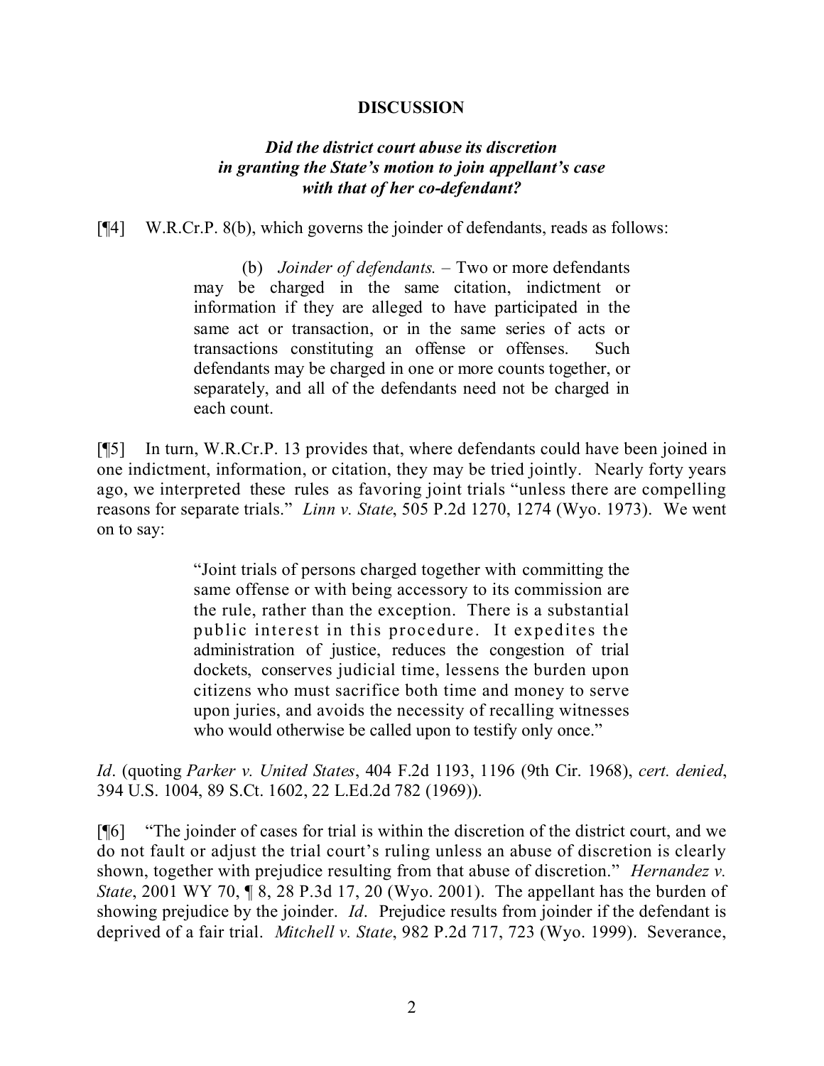## DISCUSSION

### *Did the district court abuse its discretion in granting the State's motion to join appellant's case with that of her co-defendant?*

[¶4] W.R.Cr.P. 8(b), which governs the joinder of defendants, reads as follows:

> (b) *Joinder of defendants.* – Two or more defendants may be charged in the same citation, indictment or information if they are alleged to have participated in the same act or transaction, or in the same series of acts or transactions constituting an offense or offenses. Such defendants may be charged in one or more counts together, or separately, and all of the defendants need not be charged in each count.

[¶5] In turn, W.R.Cr.P. 13 provides that, where defendants could have been joined in one indictment, information, or citation, they may be tried jointly. Nearly forty years ago, we interpreted these rules as favoring joint trials "unless there are compelling reasons for separate trials." *Linn v. State*, 505 P.2d 1270, 1274 (Wyo. 1973). We went on to say:

> "Joint trials of persons charged together with committing the same offense or with being accessory to its commission are the rule, rather than the exception. There is a substantial public interest in this procedure. It expedites the administration of justice, reduces the congestion of trial dockets, conserves judicial time, lessens the burden upon citizens who must sacrifice both time and money to serve upon juries, and avoids the necessity of recalling witnesses who would otherwise be called upon to testify only once."

*Id*. (quoting *Parker v. United States*, 404 F.2d 1193, 1196 (9th Cir. 1968), *cert. denied*, 394 U.S. 1004, 89 S.Ct. 1602, 22 L.Ed.2d 782 (1969)).

[¶6] "The joinder of cases for trial is within the discretion of the district court, and we do not fault or adjust the trial court's ruling unless an abuse of discretion is clearly shown, together with prejudice resulting from that abuse of discretion." *Hernandez v. State*, 2001 WY 70, ¶ 8, 28 P.3d 17, 20 (Wyo. 2001). The appellant has the burden of showing prejudice by the joinder. *Id*. Prejudice results from joinder if the defendant is deprived of a fair trial. *Mitchell v. State*, 982 P.2d 717, 723 (Wyo. 1999). Severance,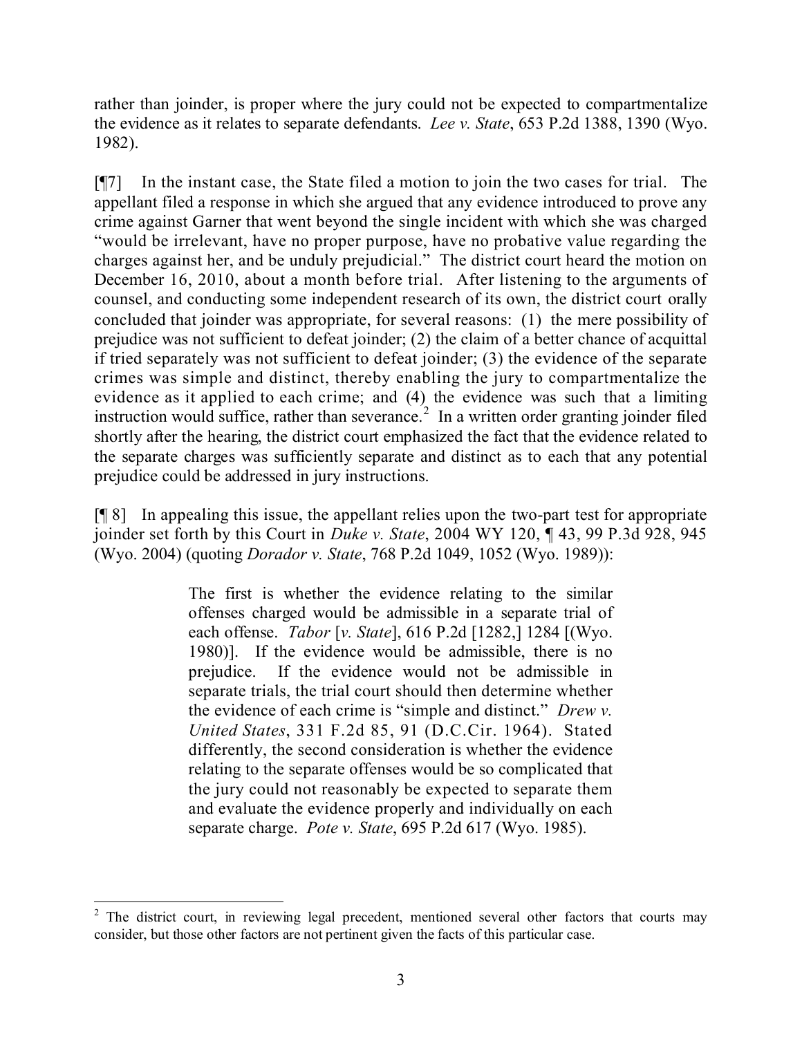rather than joinder, is proper where the jury could not be expected to compartmentalize the evidence as it relates to separate defendants. *Lee v. State*, 653 P.2d 1388, 1390 (Wyo. 1982).

[¶7] In the instant case, the State filed a motion to join the two cases for trial. The appellant filed a response in which she argued that any evidence introduced to prove any crime against Garner that went beyond the single incident with which she was charged "would be irrelevant, have no proper purpose, have no probative value regarding the charges against her, and be unduly prejudicial." The district court heard the motion on December 16, 2010, about a month before trial. After listening to the arguments of counsel, and conducting some independent research of its own, the district court orally concluded that joinder was appropriate, for several reasons: (1) the mere possibility of prejudice was not sufficient to defeat joinder; (2) the claim of a better chance of acquittal if tried separately was not sufficient to defeat joinder; (3) the evidence of the separate crimes was simple and distinct, thereby enabling the jury to compartmentalize the evidence as it applied to each crime; and (4) the evidence was such that a limiting instruction would suffice, rather than severance.[2] In a written order granting joinder filed shortly after the hearing, the district court emphasized the fact that the evidence related to the separate charges was sufficiently separate and distinct as to each that any potential prejudice could be addressed in jury instructions.

[¶ 8] In appealing this issue, the appellant relies upon the two-part test for appropriate joinder set forth by this Court in *Duke v. State*, 2004 WY 120, ¶ 43, 99 P.3d 928, 945 (Wyo. 2004) (quoting *Dorador v. State*, 768 P.2d 1049, 1052 (Wyo. 1989)):

> The first is whether the evidence relating to the similar offenses charged would be admissible in a separate trial of each offense. *Tabor* [*v. State*], 616 P.2d [1282,] 1284 [(Wyo. 1980)]. If the evidence would be admissible, there is no prejudice. If the evidence would not be admissible in separate trials, the trial court should then determine whether the evidence of each crime is "simple and distinct." *Drew v. United States*, 331 F.2d 85, 91 (D.C.Cir. 1964). Stated differently, the second consideration is whether the evidence relating to the separate offenses would be so complicated that the jury could not reasonably be expected to separate them and evaluate the evidence properly and individually on each separate charge. *Pote v. State*, 695 P.2d 617 (Wyo. 1985).

---

[2] The district court, in reviewing legal precedent, mentioned several other factors that courts may consider, but those other factors are not pertinent given the facts of this particular case.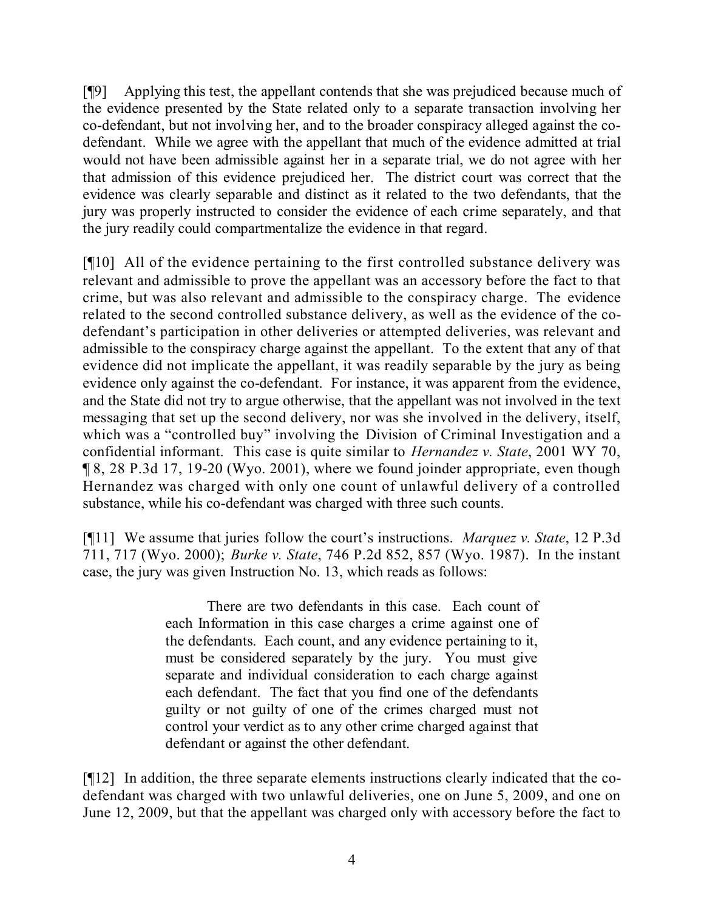[¶9] Applying this test, the appellant contends that she was prejudiced because much of the evidence presented by the State related only to a separate transaction involving her co-defendant, but not involving her, and to the broader conspiracy alleged against the co-defendant. While we agree with the appellant that much of the evidence admitted at trial would not have been admissible against her in a separate trial, we do not agree with her that admission of this evidence prejudiced her. The district court was correct that the evidence was clearly separable and distinct as it related to the two defendants, that the jury was properly instructed to consider the evidence of each crime separately, and that the jury readily could compartmentalize the evidence in that regard.

[¶10] All of the evidence pertaining to the first controlled substance delivery was relevant and admissible to prove the appellant was an accessory before the fact to that crime, but was also relevant and admissible to the conspiracy charge. The evidence related to the second controlled substance delivery, as well as the evidence of the co-defendant's participation in other deliveries or attempted deliveries, was relevant and admissible to the conspiracy charge against the appellant. To the extent that any of that evidence did not implicate the appellant, it was readily separable by the jury as being evidence only against the co-defendant. For instance, it was apparent from the evidence, and the State did not try to argue otherwise, that the appellant was not involved in the text messaging that set up the second delivery, nor was she involved in the delivery, itself, which was a "controlled buy" involving the Division of Criminal Investigation and a confidential informant. This case is quite similar to *Hernandez v. State*, 2001 WY 70, ¶ 8, 28 P.3d 17, 19-20 (Wyo. 2001), where we found joinder appropriate, even though Hernandez was charged with only one count of unlawful delivery of a controlled substance, while his co-defendant was charged with three such counts.

[¶11] We assume that juries follow the court's instructions. *Marquez v. State*, 12 P.3d 711, 717 (Wyo. 2000); *Burke v. State*, 746 P.2d 852, 857 (Wyo. 1987). In the instant case, the jury was given Instruction No. 13, which reads as follows:

> There are two defendants in this case. Each count of each Information in this case charges a crime against one of the defendants. Each count, and any evidence pertaining to it, must be considered separately by the jury. You must give separate and individual consideration to each charge against each defendant. The fact that you find one of the defendants guilty or not guilty of one of the crimes charged must not control your verdict as to any other crime charged against that defendant or against the other defendant.

[¶12] In addition, the three separate elements instructions clearly indicated that the co-defendant was charged with two unlawful deliveries, one on June 5, 2009, and one on June 12, 2009, but that the appellant was charged only with accessory before the fact to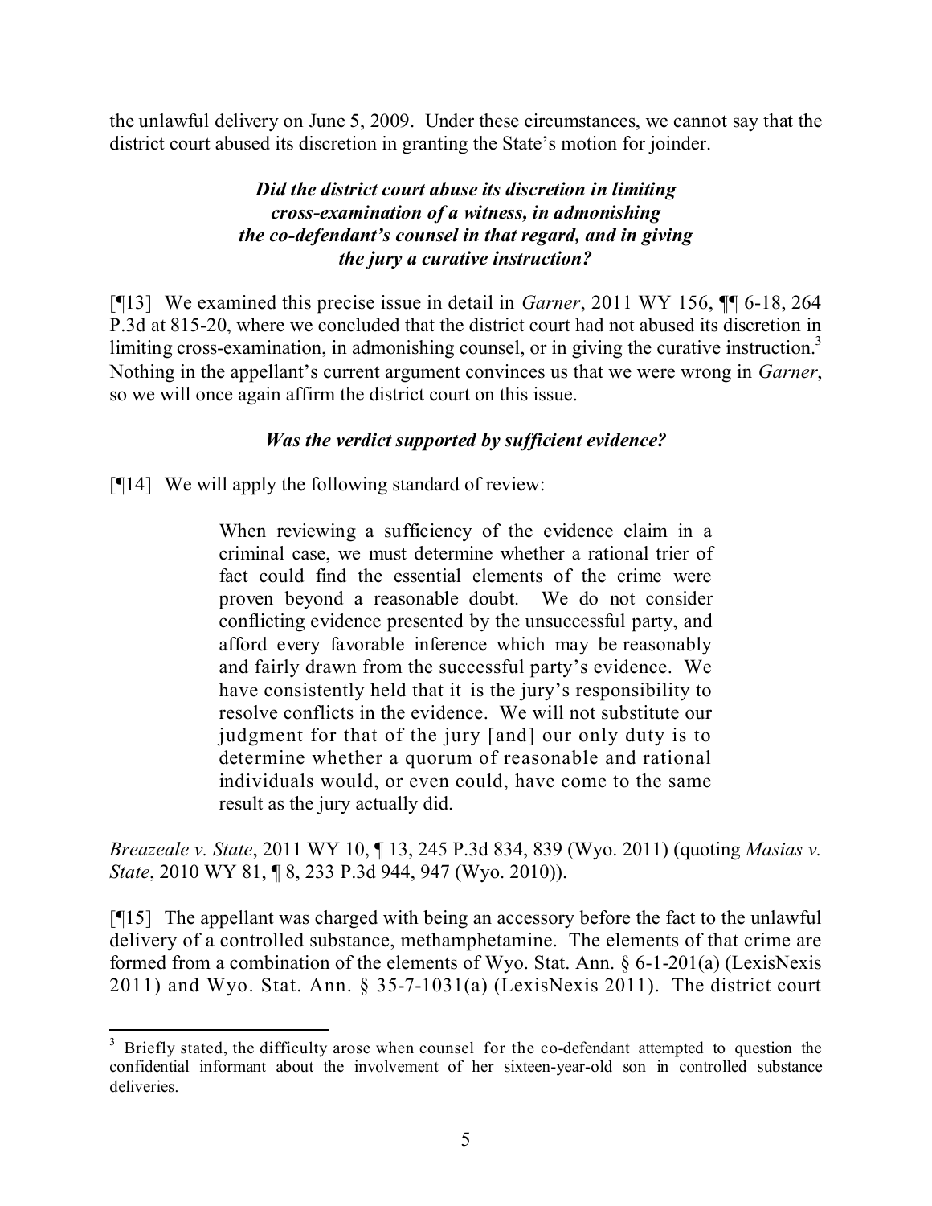the unlawful delivery on June 5, 2009. Under these circumstances, we cannot say that the district court abused its discretion in granting the State's motion for joinder.

### *Did the district court abuse its discretion in limiting cross-examination of a witness, in admonishing the co-defendant's counsel in that regard, and in giving the jury a curative instruction?*

[¶13] We examined this precise issue in detail in *Garner*, 2011 WY 156, ¶¶ 6-18, 264 P.3d at 815-20, where we concluded that the district court had not abused its discretion in limiting cross-examination, in admonishing counsel, or in giving the curative instruction.[3] Nothing in the appellant's current argument convinces us that we were wrong in *Garner*, so we will once again affirm the district court on this issue.

### *Was the verdict supported by sufficient evidence?*

[¶14] We will apply the following standard of review:

> When reviewing a sufficiency of the evidence claim in a criminal case, we must determine whether a rational trier of fact could find the essential elements of the crime were proven beyond a reasonable doubt. We do not consider conflicting evidence presented by the unsuccessful party, and afford every favorable inference which may be reasonably and fairly drawn from the successful party's evidence. We have consistently held that it is the jury's responsibility to resolve conflicts in the evidence. We will not substitute our judgment for that of the jury [and] our only duty is to determine whether a quorum of reasonable and rational individuals would, or even could, have come to the same result as the jury actually did.

*Breazeale v. State*, 2011 WY 10, ¶ 13, 245 P.3d 834, 839 (Wyo. 2011) (quoting *Masias v. State*, 2010 WY 81, ¶ 8, 233 P.3d 944, 947 (Wyo. 2010)).

[¶15] The appellant was charged with being an accessory before the fact to the unlawful delivery of a controlled substance, methamphetamine. The elements of that crime are formed from a combination of the elements of Wyo. Stat. Ann. § 6-1-201(a) (LexisNexis 2011) and Wyo. Stat. Ann. § 35-7-1031(a) (LexisNexis 2011). The district court

---

[3] Briefly stated, the difficulty arose when counsel for the co-defendant attempted to question the confidential informant about the involvement of her sixteen-year-old son in controlled substance deliveries.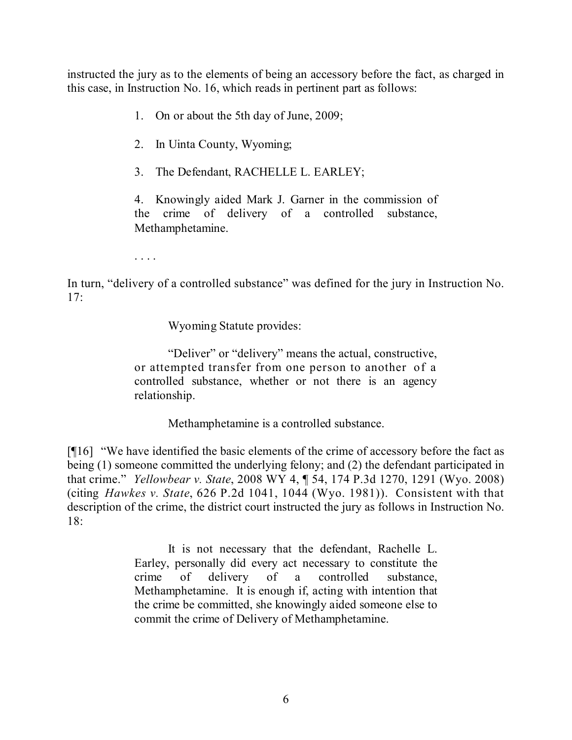instructed the jury as to the elements of being an accessory before the fact, as charged in this case, in Instruction No. 16, which reads in pertinent part as follows:

> 1. On or about the 5th day of June, 2009;
>
> 2. In Uinta County, Wyoming;
>
> 3. The Defendant, RACHELLE L. EARLEY;
>
> 4. Knowingly aided Mark J. Garner in the commission of the crime of delivery of a controlled substance, Methamphetamine.
>
> . . . .

In turn, "delivery of a controlled substance" was defined for the jury in Instruction No. 17:

> Wyoming Statute provides:
>
> "Deliver" or "delivery" means the actual, constructive, or attempted transfer from one person to another of a controlled substance, whether or not there is an agency relationship.
>
> Methamphetamine is a controlled substance.

[¶16] "We have identified the basic elements of the crime of accessory before the fact as being (1) someone committed the underlying felony; and (2) the defendant participated in that crime." *Yellowbear v. State*, 2008 WY 4, ¶ 54, 174 P.3d 1270, 1291 (Wyo. 2008) (citing *Hawkes v. State*, 626 P.2d 1041, 1044 (Wyo. 1981)). Consistent with that description of the crime, the district court instructed the jury as follows in Instruction No. 18:

> It is not necessary that the defendant, Rachelle L. Earley, personally did every act necessary to constitute the crime of delivery of a controlled substance, Methamphetamine. It is enough if, acting with intention that the crime be committed, she knowingly aided someone else to commit the crime of Delivery of Methamphetamine.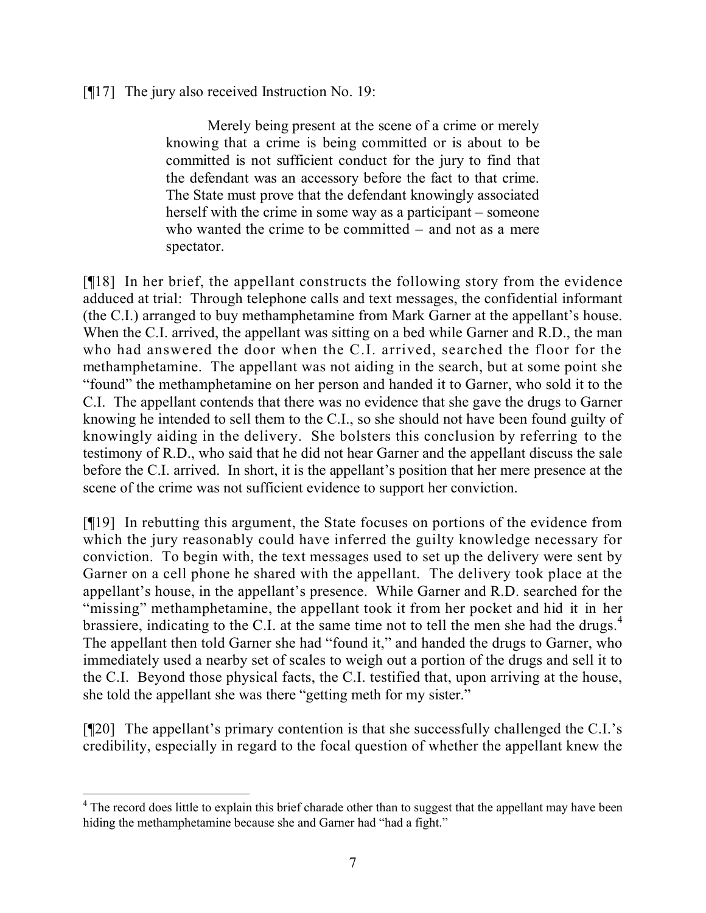[¶17] The jury also received Instruction No. 19:

> Merely being present at the scene of a crime or merely knowing that a crime is being committed or is about to be committed is not sufficient conduct for the jury to find that the defendant was an accessory before the fact to that crime. The State must prove that the defendant knowingly associated herself with the crime in some way as a participant – someone who wanted the crime to be committed – and not as a mere spectator.

[¶18] In her brief, the appellant constructs the following story from the evidence adduced at trial: Through telephone calls and text messages, the confidential informant (the C.I.) arranged to buy methamphetamine from Mark Garner at the appellant's house. When the C.I. arrived, the appellant was sitting on a bed while Garner and R.D., the man who had answered the door when the C.I. arrived, searched the floor for the methamphetamine. The appellant was not aiding in the search, but at some point she "found" the methamphetamine on her person and handed it to Garner, who sold it to the C.I. The appellant contends that there was no evidence that she gave the drugs to Garner knowing he intended to sell them to the C.I., so she should not have been found guilty of knowingly aiding in the delivery. She bolsters this conclusion by referring to the testimony of R.D., who said that he did not hear Garner and the appellant discuss the sale before the C.I. arrived. In short, it is the appellant's position that her mere presence at the scene of the crime was not sufficient evidence to support her conviction.

[¶19] In rebutting this argument, the State focuses on portions of the evidence from which the jury reasonably could have inferred the guilty knowledge necessary for conviction. To begin with, the text messages used to set up the delivery were sent by Garner on a cell phone he shared with the appellant. The delivery took place at the appellant's house, in the appellant's presence. While Garner and R.D. searched for the "missing" methamphetamine, the appellant took it from her pocket and hid it in her brassiere, indicating to the C.I. at the same time not to tell the men she had the drugs.[4] The appellant then told Garner she had "found it," and handed the drugs to Garner, who immediately used a nearby set of scales to weigh out a portion of the drugs and sell it to the C.I. Beyond those physical facts, the C.I. testified that, upon arriving at the house, she told the appellant she was there "getting meth for my sister."

[¶20] The appellant's primary contention is that she successfully challenged the C.I.'s credibility, especially in regard to the focal question of whether the appellant knew the

[4] The record does little to explain this brief charade other than to suggest that the appellant may have been hiding the methamphetamine because she and Garner had "had a fight."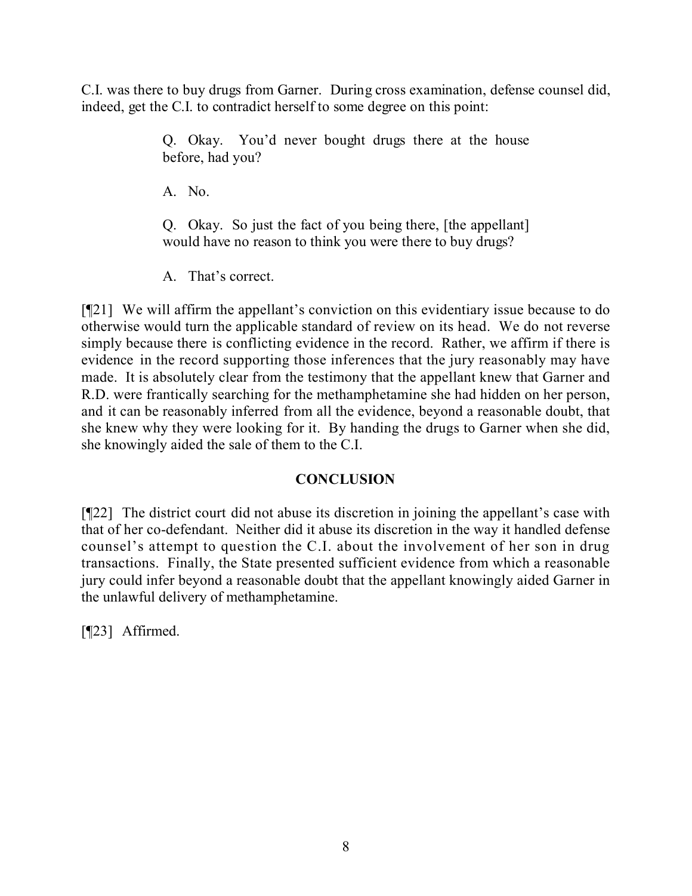C.I. was there to buy drugs from Garner. During cross examination, defense counsel did, indeed, get the C.I. to contradict herself to some degree on this point:

> Q. Okay. You'd never bought drugs there at the house before, had you?
>
> A. No.
>
> Q. Okay. So just the fact of you being there, [the appellant] would have no reason to think you were there to buy drugs?
>
> A. That's correct.

[¶21] We will affirm the appellant's conviction on this evidentiary issue because to do otherwise would turn the applicable standard of review on its head. We do not reverse simply because there is conflicting evidence in the record. Rather, we affirm if there is evidence in the record supporting those inferences that the jury reasonably may have made. It is absolutely clear from the testimony that the appellant knew that Garner and R.D. were frantically searching for the methamphetamine she had hidden on her person, and it can be reasonably inferred from all the evidence, beyond a reasonable doubt, that she knew why they were looking for it. By handing the drugs to Garner when she did, she knowingly aided the sale of them to the C.I.

## CONCLUSION

[¶22] The district court did not abuse its discretion in joining the appellant's case with that of her co-defendant. Neither did it abuse its discretion in the way it handled defense counsel's attempt to question the C.I. about the involvement of her son in drug transactions. Finally, the State presented sufficient evidence from which a reasonable jury could infer beyond a reasonable doubt that the appellant knowingly aided Garner in the unlawful delivery of methamphetamine.

[¶23] Affirmed.